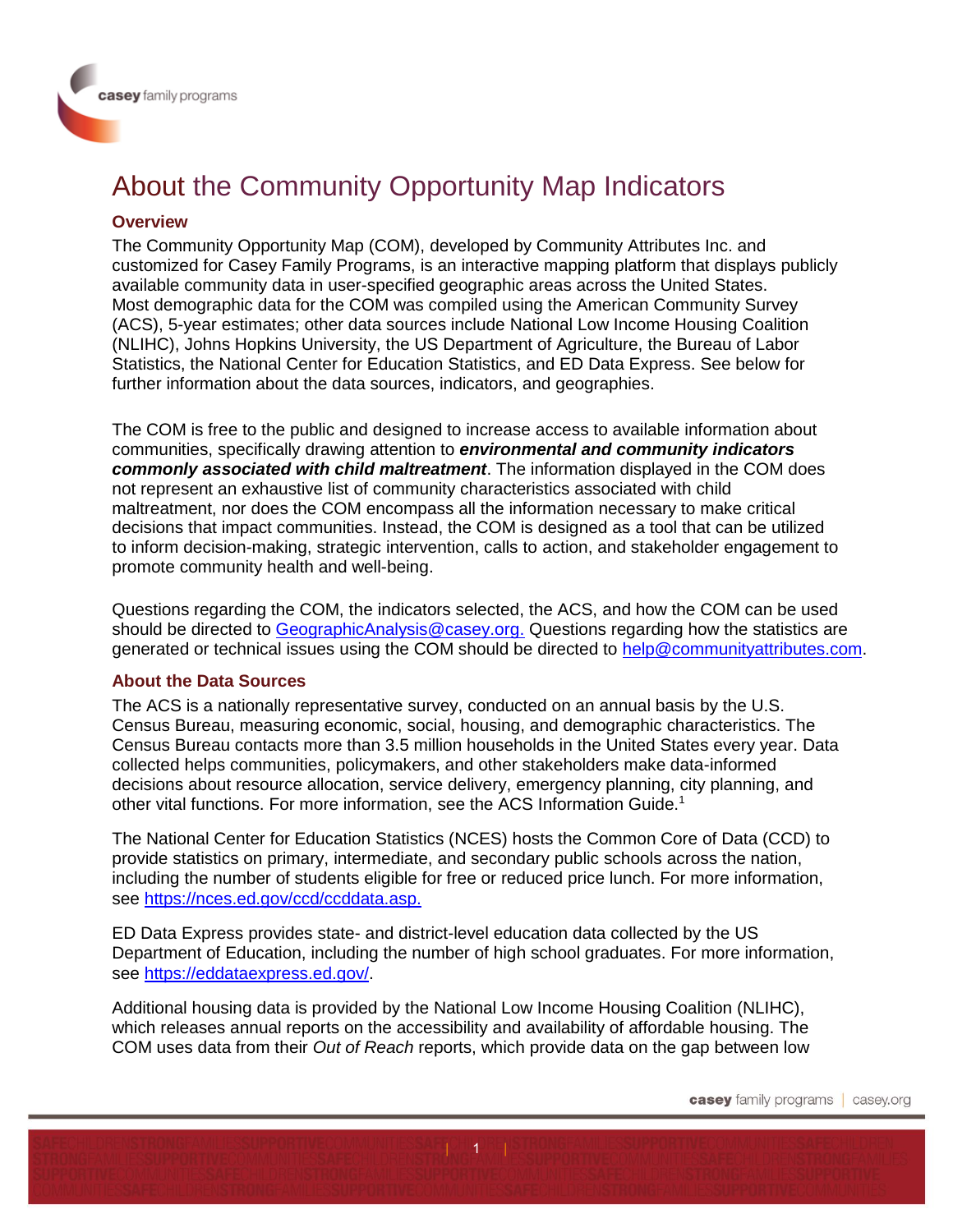# About the Community Opportunity Map Indicators

## Overview

The Community Opportunity Map (COM), developed by Community Attributes Inc. and customized for Casey Family Programs, is an interactive mapping platform that displays publicly available community data in user-specified geographic areas across the United States. Most demographic data for the COM was compiled using the American Community Survey (ACS), 5-year estimates; other data sources include National Low Income Housing Coalition (NLIHC), Johns Hopkins University, the US Department of Agriculture, the Bureau of Labor Statistics, the National Center for Education Statistics, and ED Data Express. See below for further information about the data sources, indicators, and geographies.

The COM is free to the public and designed to increase access to available information about communities, specifically drawing attention to ***environmental and community indicators commonly associated with child maltreatment***. The information displayed in the COM does not represent an exhaustive list of community characteristics associated with child maltreatment, nor does the COM encompass all the information necessary to make critical decisions that impact communities. Instead, the COM is designed as a tool that can be utilized to inform decision-making, strategic intervention, calls to action, and stakeholder engagement to promote community health and well-being.

Questions regarding the COM, the indicators selected, the ACS, and how the COM can be used should be directed to GeographicAnalysis@casey.org. Questions regarding how the statistics are generated or technical issues using the COM should be directed to help@communityattributes.com.

## About the Data Sources

The ACS is a nationally representative survey, conducted on an annual basis by the U.S. Census Bureau, measuring economic, social, housing, and demographic characteristics. The Census Bureau contacts more than 3.5 million households in the United States every year. Data collected helps communities, policymakers, and other stakeholders make data-informed decisions about resource allocation, service delivery, emergency planning, city planning, and other vital functions. For more information, see the ACS Information Guide.[1]

The National Center for Education Statistics (NCES) hosts the Common Core of Data (CCD) to provide statistics on primary, intermediate, and secondary public schools across the nation, including the number of students eligible for free or reduced price lunch. For more information, see https://nces.ed.gov/ccd/ccddata.asp.

ED Data Express provides state- and district-level education data collected by the US Department of Education, including the number of high school graduates. For more information, see https://eddataexpress.ed.gov/.

Additional housing data is provided by the National Low Income Housing Coalition (NLIHC), which releases annual reports on the accessibility and availability of affordable housing. The COM uses data from their *Out of Reach* reports, which provide data on the gap between low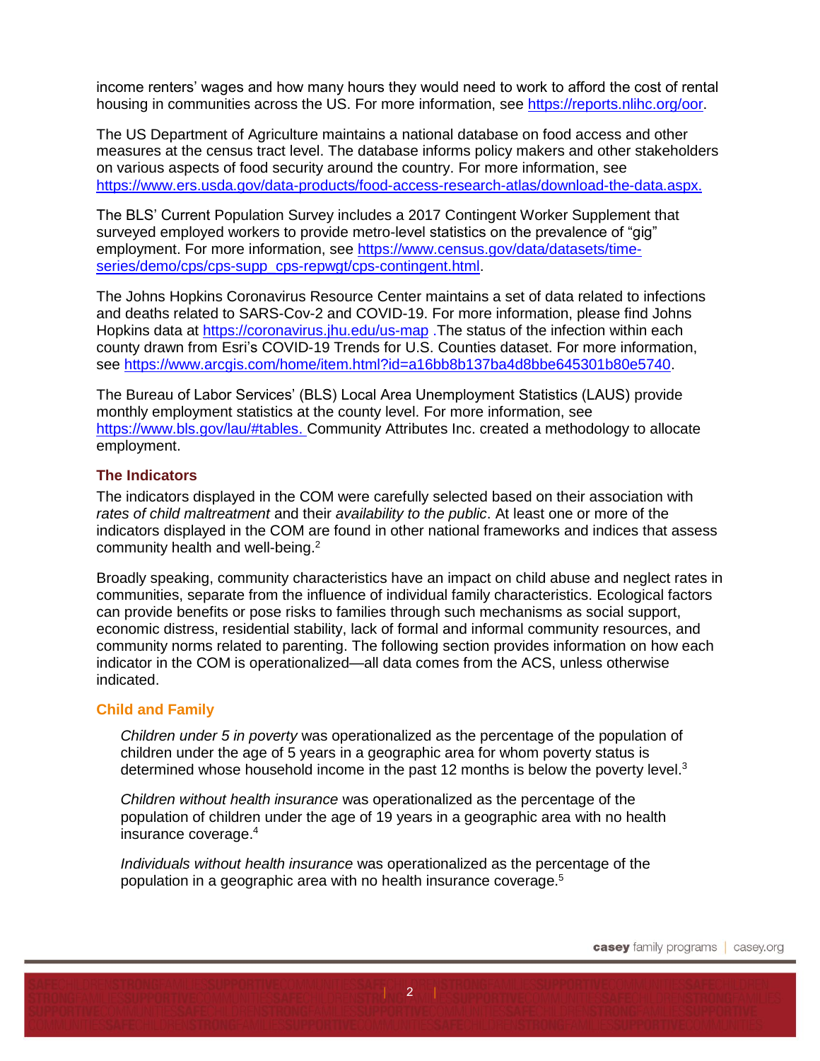income renters' wages and how many hours they would need to work to afford the cost of rental housing in communities across the US. For more information, see https://reports.nlihc.org/oor.

The US Department of Agriculture maintains a national database on food access and other measures at the census tract level. The database informs policy makers and other stakeholders on various aspects of food security around the country. For more information, see https://www.ers.usda.gov/data-products/food-access-research-atlas/download-the-data.aspx.

The BLS' Current Population Survey includes a 2017 Contingent Worker Supplement that surveyed employed workers to provide metro-level statistics on the prevalence of "gig" employment. For more information, see https://www.census.gov/data/datasets/time-series/demo/cps/cps-supp_cps-repwgt/cps-contingent.html.

The Johns Hopkins Coronavirus Resource Center maintains a set of data related to infections and deaths related to SARS-Cov-2 and COVID-19. For more information, please find Johns Hopkins data at https://coronavirus.jhu.edu/us-map .The status of the infection within each county drawn from Esri's COVID-19 Trends for U.S. Counties dataset. For more information, see https://www.arcgis.com/home/item.html?id=a16bb8b137ba4d8bbe645301b80e5740.

The Bureau of Labor Services' (BLS) Local Area Unemployment Statistics (LAUS) provide monthly employment statistics at the county level. For more information, see https://www.bls.gov/lau/#tables. Community Attributes Inc. created a methodology to allocate employment.

## The Indicators

The indicators displayed in the COM were carefully selected based on their association with *rates of child maltreatment* and their *availability to the public*. At least one or more of the indicators displayed in the COM are found in other national frameworks and indices that assess community health and well-being.[2]

Broadly speaking, community characteristics have an impact on child abuse and neglect rates in communities, separate from the influence of individual family characteristics. Ecological factors can provide benefits or pose risks to families through such mechanisms as social support, economic distress, residential stability, lack of formal and informal community resources, and community norms related to parenting. The following section provides information on how each indicator in the COM is operationalized—all data comes from the ACS, unless otherwise indicated.

### Child and Family

*Children under 5 in poverty* was operationalized as the percentage of the population of children under the age of 5 years in a geographic area for whom poverty status is determined whose household income in the past 12 months is below the poverty level.[3]

*Children without health insurance* was operationalized as the percentage of the population of children under the age of 19 years in a geographic area with no health insurance coverage.[4]

*Individuals without health insurance* was operationalized as the percentage of the population in a geographic area with no health insurance coverage.[5]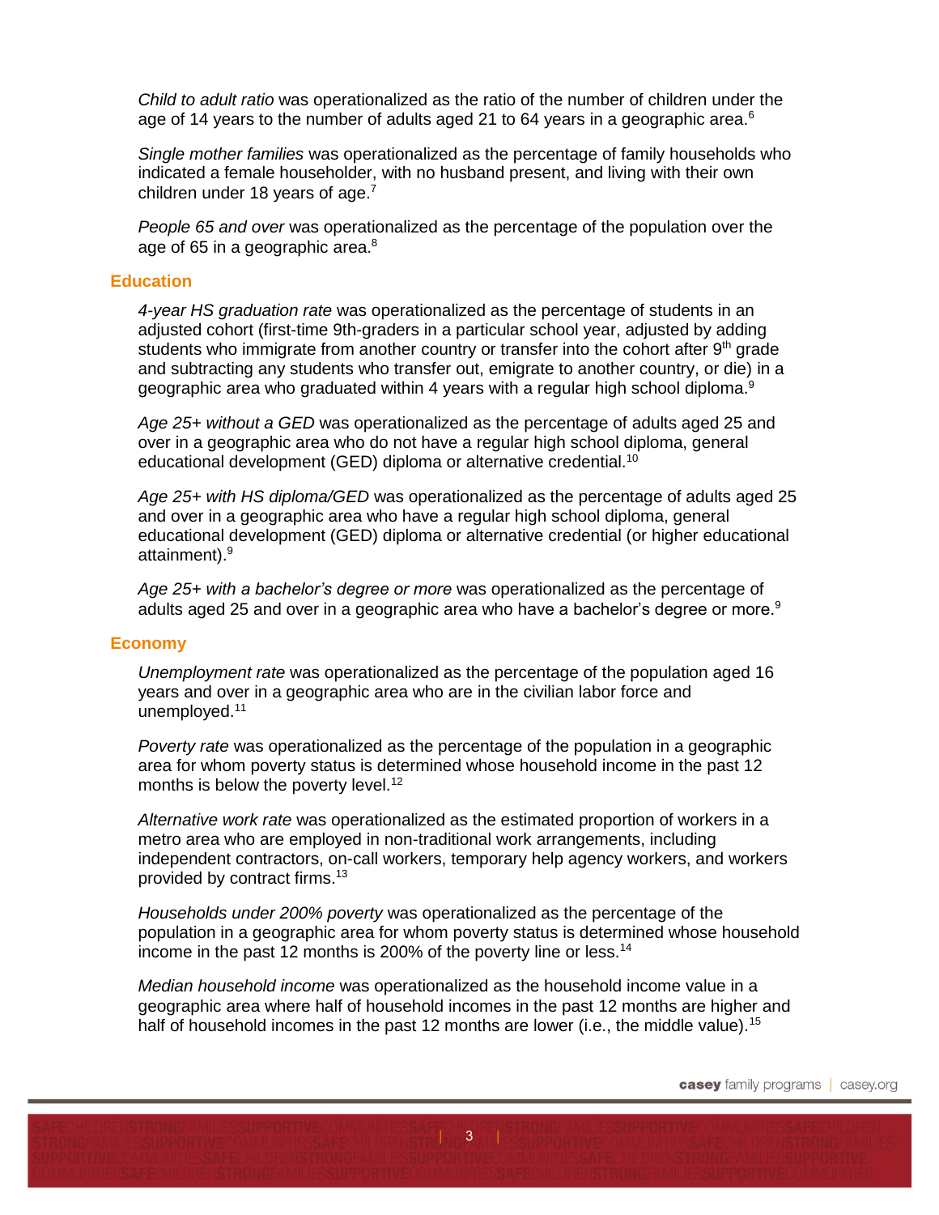*Child to adult ratio* was operationalized as the ratio of the number of children under the age of 14 years to the number of adults aged 21 to 64 years in a geographic area.[6]

*Single mother families* was operationalized as the percentage of family households who indicated a female householder, with no husband present, and living with their own children under 18 years of age.[7]

*People 65 and over* was operationalized as the percentage of the population over the age of 65 in a geographic area.[8]

## Education

*4-year HS graduation rate* was operationalized as the percentage of students in an adjusted cohort (first-time 9th-graders in a particular school year, adjusted by adding students who immigrate from another country or transfer into the cohort after 9th grade and subtracting any students who transfer out, emigrate to another country, or die) in a geographic area who graduated within 4 years with a regular high school diploma.[9]

*Age 25+ without a GED* was operationalized as the percentage of adults aged 25 and over in a geographic area who do not have a regular high school diploma, general educational development (GED) diploma or alternative credential.[10]

*Age 25+ with HS diploma/GED* was operationalized as the percentage of adults aged 25 and over in a geographic area who have a regular high school diploma, general educational development (GED) diploma or alternative credential (or higher educational attainment).[9]

*Age 25+ with a bachelor's degree or more* was operationalized as the percentage of adults aged 25 and over in a geographic area who have a bachelor's degree or more.[9]

## Economy

*Unemployment rate* was operationalized as the percentage of the population aged 16 years and over in a geographic area who are in the civilian labor force and unemployed.[11]

*Poverty rate* was operationalized as the percentage of the population in a geographic area for whom poverty status is determined whose household income in the past 12 months is below the poverty level.[12]

*Alternative work rate* was operationalized as the estimated proportion of workers in a metro area who are employed in non-traditional work arrangements, including independent contractors, on-call workers, temporary help agency workers, and workers provided by contract firms.[13]

*Households under 200% poverty* was operationalized as the percentage of the population in a geographic area for whom poverty status is determined whose household income in the past 12 months is 200% of the poverty line or less.[14]

*Median household income* was operationalized as the household income value in a geographic area where half of household incomes in the past 12 months are higher and half of household incomes in the past 12 months are lower (i.e., the middle value).[15]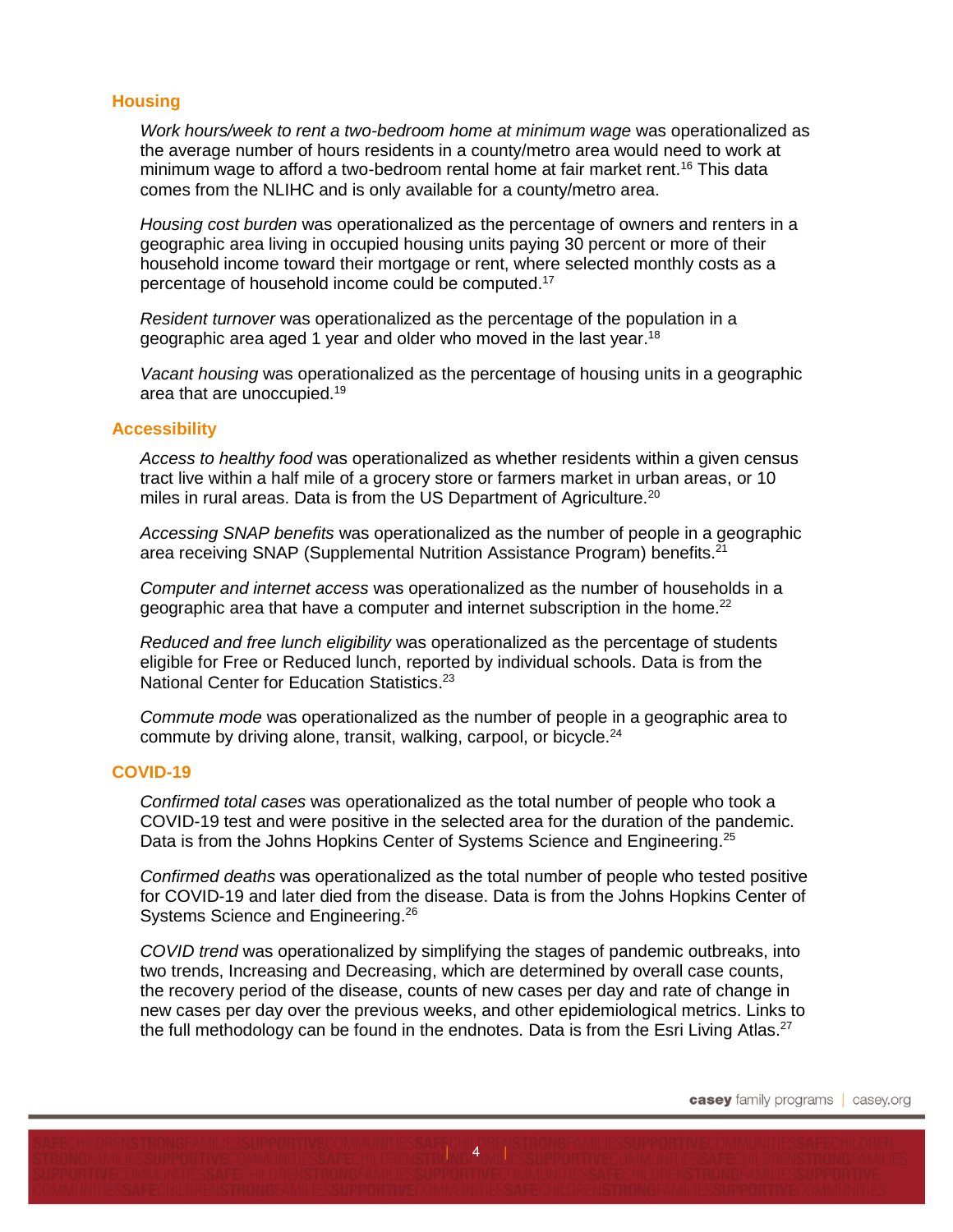## Housing

*Work hours/week to rent a two-bedroom home at minimum wage* was operationalized as the average number of hours residents in a county/metro area would need to work at minimum wage to afford a two-bedroom rental home at fair market rent.[16] This data comes from the NLIHC and is only available for a county/metro area.

*Housing cost burden* was operationalized as the percentage of owners and renters in a geographic area living in occupied housing units paying 30 percent or more of their household income toward their mortgage or rent, where selected monthly costs as a percentage of household income could be computed.[17]

*Resident turnover* was operationalized as the percentage of the population in a geographic area aged 1 year and older who moved in the last year.[18]

*Vacant housing* was operationalized as the percentage of housing units in a geographic area that are unoccupied.[19]

## Accessibility

*Access to healthy food* was operationalized as whether residents within a given census tract live within a half mile of a grocery store or farmers market in urban areas, or 10 miles in rural areas. Data is from the US Department of Agriculture.[20]

*Accessing SNAP benefits* was operationalized as the number of people in a geographic area receiving SNAP (Supplemental Nutrition Assistance Program) benefits.[21]

*Computer and internet access* was operationalized as the number of households in a geographic area that have a computer and internet subscription in the home.[22]

*Reduced and free lunch eligibility* was operationalized as the percentage of students eligible for Free or Reduced lunch, reported by individual schools. Data is from the National Center for Education Statistics.[23]

*Commute mode* was operationalized as the number of people in a geographic area to commute by driving alone, transit, walking, carpool, or bicycle.[24]

## COVID-19

*Confirmed total cases* was operationalized as the total number of people who took a COVID-19 test and were positive in the selected area for the duration of the pandemic. Data is from the Johns Hopkins Center of Systems Science and Engineering.[25]

*Confirmed deaths* was operationalized as the total number of people who tested positive for COVID-19 and later died from the disease. Data is from the Johns Hopkins Center of Systems Science and Engineering.[26]

*COVID trend* was operationalized by simplifying the stages of pandemic outbreaks, into two trends, Increasing and Decreasing, which are determined by overall case counts, the recovery period of the disease, counts of new cases per day and rate of change in new cases per day over the previous weeks, and other epidemiological metrics. Links to the full methodology can be found in the endnotes. Data is from the Esri Living Atlas.[27]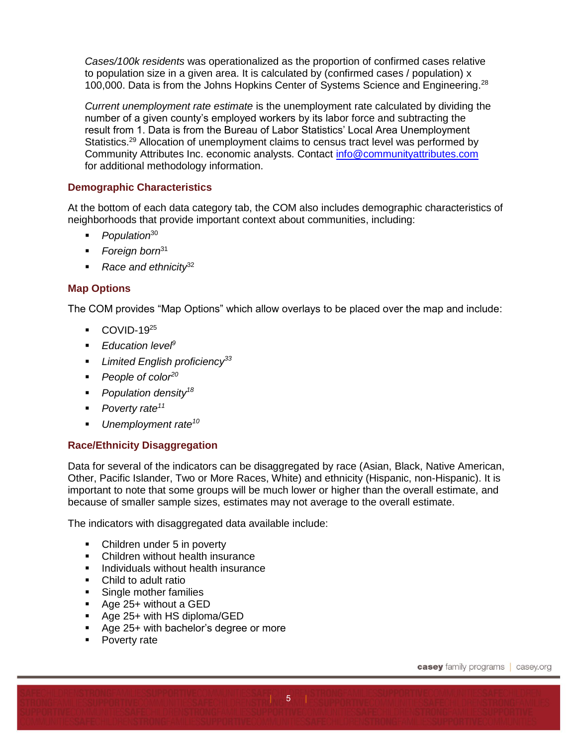*Cases/100k residents* was operationalized as the proportion of confirmed cases relative to population size in a given area. It is calculated by (confirmed cases / population) x 100,000. Data is from the Johns Hopkins Center of Systems Science and Engineering.[28]

*Current unemployment rate estimate* is the unemployment rate calculated by dividing the number of a given county's employed workers by its labor force and subtracting the result from 1. Data is from the Bureau of Labor Statistics' Local Area Unemployment Statistics.[29] Allocation of unemployment claims to census tract level was performed by Community Attributes Inc. economic analysts. Contact info@communityattributes.com for additional methodology information.

### Demographic Characteristics

At the bottom of each data category tab, the COM also includes demographic characteristics of neighborhoods that provide important context about communities, including:

- *Population*[30]
- *Foreign born*[31]
- *Race and ethnicity*[32]

### Map Options

The COM provides "Map Options" which allow overlays to be placed over the map and include:

- COVID-19[25]
- *Education level*[9]
- *Limited English proficiency*[33]
- *People of color*[20]
- *Population density*[18]
- *Poverty rate*[11]
- *Unemployment rate*[10]

### Race/Ethnicity Disaggregation

Data for several of the indicators can be disaggregated by race (Asian, Black, Native American, Other, Pacific Islander, Two or More Races, White) and ethnicity (Hispanic, non-Hispanic). It is important to note that some groups will be much lower or higher than the overall estimate, and because of smaller sample sizes, estimates may not average to the overall estimate.

The indicators with disaggregated data available include:

- Children under 5 in poverty
- Children without health insurance
- Individuals without health insurance
- Child to adult ratio
- Single mother families
- Age 25+ without a GED
- Age 25+ with HS diploma/GED
- Age 25+ with bachelor's degree or more
- Poverty rate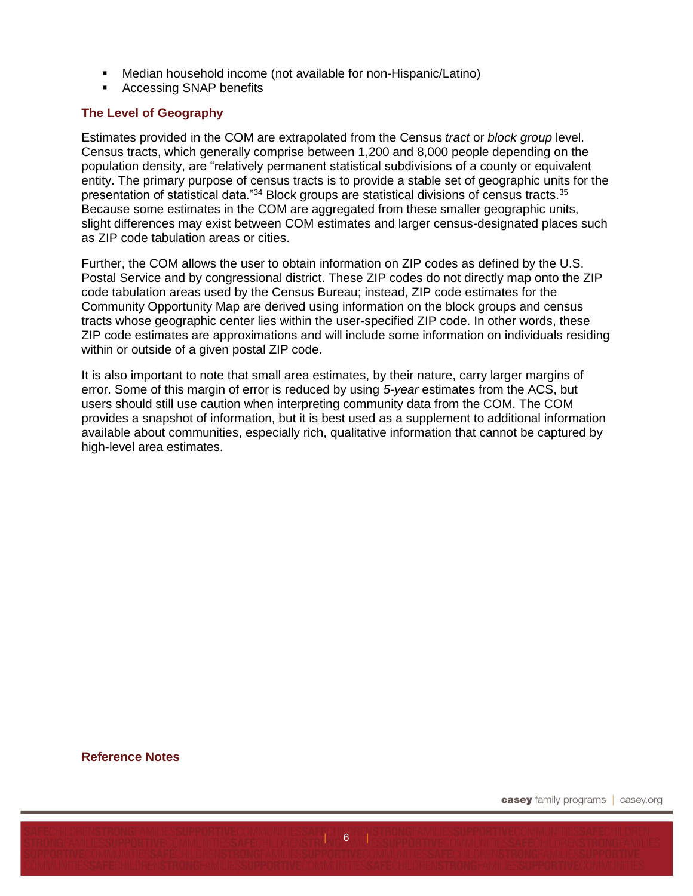- Median household income (not available for non-Hispanic/Latino)
- Accessing SNAP benefits

## The Level of Geography

Estimates provided in the COM are extrapolated from the Census *tract* or *block group* level. Census tracts, which generally comprise between 1,200 and 8,000 people depending on the population density, are "relatively permanent statistical subdivisions of a county or equivalent entity. The primary purpose of census tracts is to provide a stable set of geographic units for the presentation of statistical data."[34] Block groups are statistical divisions of census tracts.[35] Because some estimates in the COM are aggregated from these smaller geographic units, slight differences may exist between COM estimates and larger census-designated places such as ZIP code tabulation areas or cities.

Further, the COM allows the user to obtain information on ZIP codes as defined by the U.S. Postal Service and by congressional district. These ZIP codes do not directly map onto the ZIP code tabulation areas used by the Census Bureau; instead, ZIP code estimates for the Community Opportunity Map are derived using information on the block groups and census tracts whose geographic center lies within the user-specified ZIP code. In other words, these ZIP code estimates are approximations and will include some information on individuals residing within or outside of a given postal ZIP code.

It is also important to note that small area estimates, by their nature, carry larger margins of error. Some of this margin of error is reduced by using *5-year* estimates from the ACS, but users should still use caution when interpreting community data from the COM. The COM provides a snapshot of information, but it is best used as a supplement to additional information available about communities, especially rich, qualitative information that cannot be captured by high-level area estimates.

## Reference Notes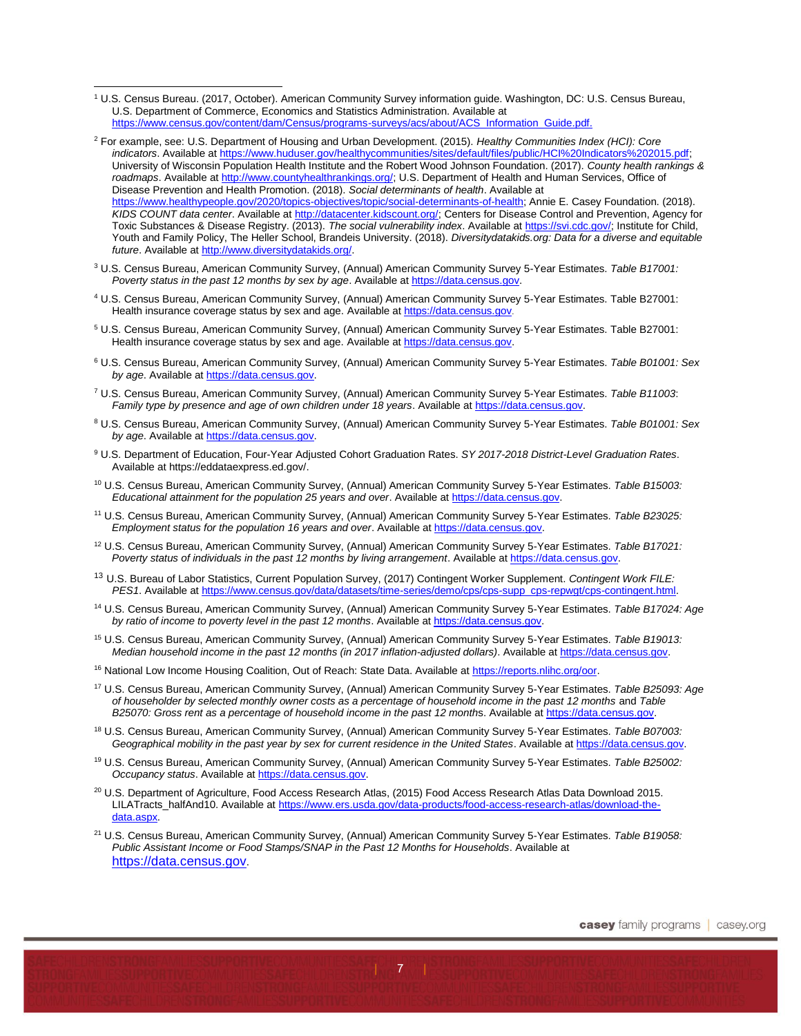[1] U.S. Census Bureau. (2017, October). American Community Survey information guide. Washington, DC: U.S. Census Bureau, U.S. Department of Commerce, Economics and Statistics Administration. Available at https://www.census.gov/content/dam/Census/programs-surveys/acs/about/ACS_Information_Guide.pdf.

[2] For example, see: U.S. Department of Housing and Urban Development. (2015). *Healthy Communities Index (HCI): Core indicators*. Available at https://www.huduser.gov/healthycommunities/sites/default/files/public/HCI%20Indicators%202015.pdf; University of Wisconsin Population Health Institute and the Robert Wood Johnson Foundation. (2017). *County health rankings & roadmaps*. Available at http://www.countyhealthrankings.org/; U.S. Department of Health and Human Services, Office of Disease Prevention and Health Promotion. (2018). *Social determinants of health*. Available at https://www.healthypeople.gov/2020/topics-objectives/topic/social-determinants-of-health; Annie E. Casey Foundation. (2018). *KIDS COUNT data center*. Available at http://datacenter.kidscount.org/; Centers for Disease Control and Prevention, Agency for Toxic Substances & Disease Registry. (2013). *The social vulnerability index*. Available at https://svi.cdc.gov/; Institute for Child, Youth and Family Policy, The Heller School, Brandeis University. (2018). *Diversitydatakids.org: Data for a diverse and equitable future*. Available at http://www.diversitydatakids.org/.

[3] U.S. Census Bureau, American Community Survey, (Annual) American Community Survey 5-Year Estimates. *Table B17001: Poverty status in the past 12 months by sex by age*. Available at https://data.census.gov.

[4] U.S. Census Bureau, American Community Survey, (Annual) American Community Survey 5-Year Estimates. Table B27001: Health insurance coverage status by sex and age. Available at https://data.census.gov.

[5] U.S. Census Bureau, American Community Survey, (Annual) American Community Survey 5-Year Estimates. Table B27001: Health insurance coverage status by sex and age. Available at https://data.census.gov.

[6] U.S. Census Bureau, American Community Survey, (Annual) American Community Survey 5-Year Estimates. *Table B01001: Sex by age*. Available at https://data.census.gov.

[7] U.S. Census Bureau, American Community Survey, (Annual) American Community Survey 5-Year Estimates. *Table B11003: Family type by presence and age of own children under 18 years*. Available at https://data.census.gov.

[8] U.S. Census Bureau, American Community Survey, (Annual) American Community Survey 5-Year Estimates. *Table B01001: Sex by age*. Available at https://data.census.gov.

[9] U.S. Department of Education, Four-Year Adjusted Cohort Graduation Rates. *SY 2017-2018 District-Level Graduation Rates*. Available at https://eddataexpress.ed.gov/.

[10] U.S. Census Bureau, American Community Survey, (Annual) American Community Survey 5-Year Estimates. *Table B15003: Educational attainment for the population 25 years and over*. Available at https://data.census.gov.

[11] U.S. Census Bureau, American Community Survey, (Annual) American Community Survey 5-Year Estimates. *Table B23025: Employment status for the population 16 years and over*. Available at https://data.census.gov.

[12] U.S. Census Bureau, American Community Survey, (Annual) American Community Survey 5-Year Estimates. *Table B17021: Poverty status of individuals in the past 12 months by living arrangement*. Available at https://data.census.gov.

[13] U.S. Bureau of Labor Statistics, Current Population Survey, (2017) Contingent Worker Supplement. *Contingent Work FILE: PES1*. Available at https://www.census.gov/data/datasets/time-series/demo/cps/cps-supp_cps-repwgt/cps-contingent.html.

[14] U.S. Census Bureau, American Community Survey, (Annual) American Community Survey 5-Year Estimates. *Table B17024: Age by ratio of income to poverty level in the past 12 months*. Available at https://data.census.gov.

[15] U.S. Census Bureau, American Community Survey, (Annual) American Community Survey 5-Year Estimates. *Table B19013: Median household income in the past 12 months (in 2017 inflation-adjusted dollars)*. Available at https://data.census.gov.

[16] National Low Income Housing Coalition, Out of Reach: State Data. Available at https://reports.nlihc.org/oor.

[17] U.S. Census Bureau, American Community Survey, (Annual) American Community Survey 5-Year Estimates. *Table B25093: Age of householder by selected monthly owner costs as a percentage of household income in the past 12 months* and *Table B25070: Gross rent as a percentage of household income in the past 12 months*. Available at https://data.census.gov.

[18] U.S. Census Bureau, American Community Survey, (Annual) American Community Survey 5-Year Estimates. *Table B07003: Geographical mobility in the past year by sex for current residence in the United States*. Available at https://data.census.gov.

[19] U.S. Census Bureau, American Community Survey, (Annual) American Community Survey 5-Year Estimates. *Table B25002: Occupancy status*. Available at https://data.census.gov.

[20] U.S. Department of Agriculture, Food Access Research Atlas, (2015) Food Access Research Atlas Data Download 2015. LILATracts_halfAnd10. Available at https://www.ers.usda.gov/data-products/food-access-research-atlas/download-the-data.aspx.

[21] U.S. Census Bureau, American Community Survey, (Annual) American Community Survey 5-Year Estimates. *Table B19058: Public Assistant Income or Food Stamps/SNAP in the Past 12 Months for Households*. Available at https://data.census.gov.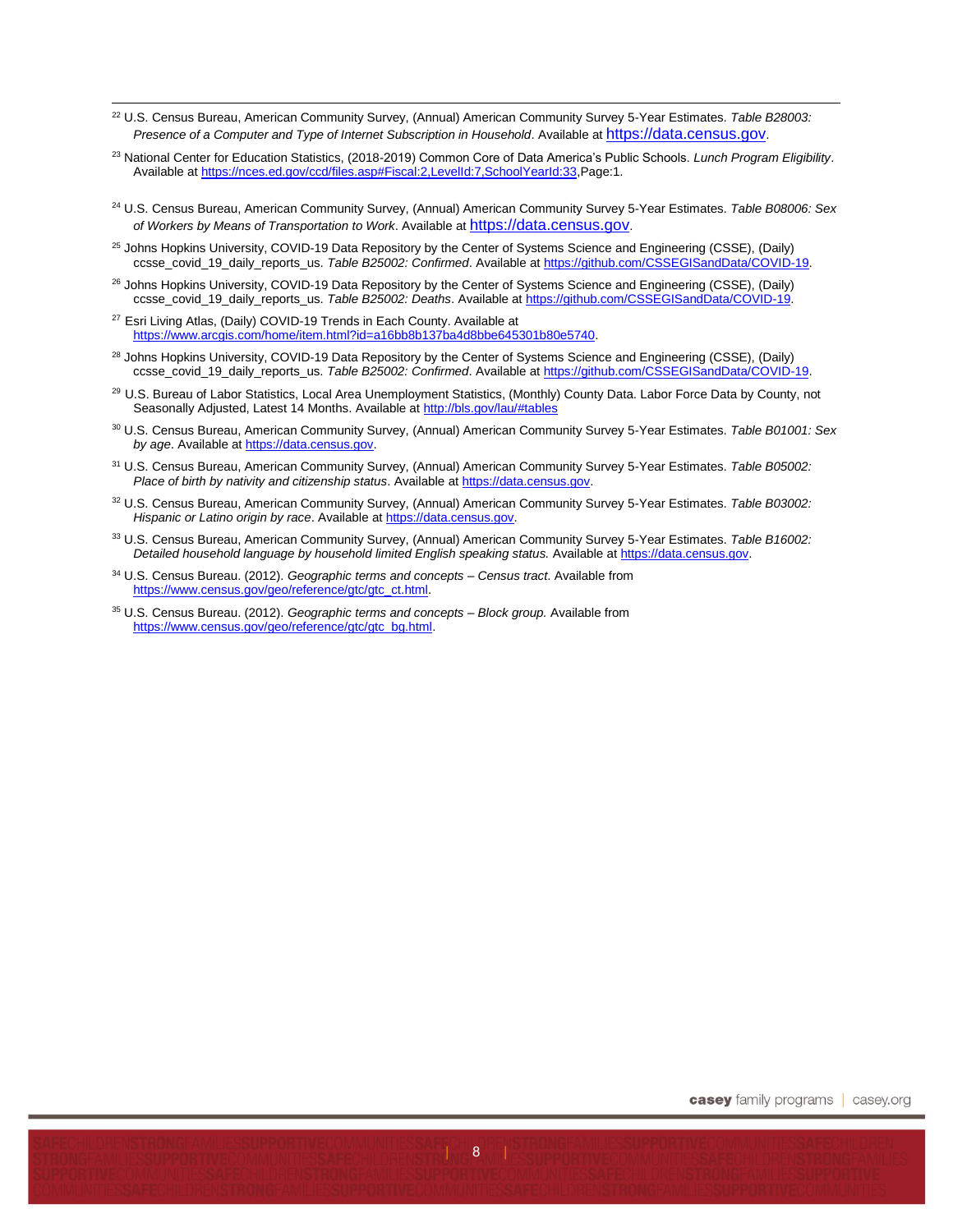[22] U.S. Census Bureau, American Community Survey, (Annual) American Community Survey 5-Year Estimates. *Table B28003: Presence of a Computer and Type of Internet Subscription in Household*. Available at https://data.census.gov.

[23] National Center for Education Statistics, (2018-2019) Common Core of Data America's Public Schools. *Lunch Program Eligibility*. Available at https://nces.ed.gov/ccd/files.asp#Fiscal:2,LevelId:7,SchoolYearId:33,Page:1.

[24] U.S. Census Bureau, American Community Survey, (Annual) American Community Survey 5-Year Estimates. *Table B08006: Sex of Workers by Means of Transportation to Work*. Available at https://data.census.gov.

[25] Johns Hopkins University, COVID-19 Data Repository by the Center of Systems Science and Engineering (CSSE), (Daily) ccsse_covid_19_daily_reports_us. *Table B25002: Confirmed*. Available at https://github.com/CSSEGISandData/COVID-19.

[26] Johns Hopkins University, COVID-19 Data Repository by the Center of Systems Science and Engineering (CSSE), (Daily) ccsse_covid_19_daily_reports_us. *Table B25002: Deaths*. Available at https://github.com/CSSEGISandData/COVID-19.

[27] Esri Living Atlas, (Daily) COVID-19 Trends in Each County. Available at https://www.arcgis.com/home/item.html?id=a16bb8b137ba4d8bbe645301b80e5740.

[28] Johns Hopkins University, COVID-19 Data Repository by the Center of Systems Science and Engineering (CSSE), (Daily) ccsse_covid_19_daily_reports_us. *Table B25002: Confirmed*. Available at https://github.com/CSSEGISandData/COVID-19.

[29] U.S. Bureau of Labor Statistics, Local Area Unemployment Statistics, (Monthly) County Data. Labor Force Data by County, not Seasonally Adjusted, Latest 14 Months. Available at http://bls.gov/lau/#tables

[30] U.S. Census Bureau, American Community Survey, (Annual) American Community Survey 5-Year Estimates. *Table B01001: Sex by age*. Available at https://data.census.gov.

[31] U.S. Census Bureau, American Community Survey, (Annual) American Community Survey 5-Year Estimates. *Table B05002: Place of birth by nativity and citizenship status*. Available at https://data.census.gov.

[32] U.S. Census Bureau, American Community Survey, (Annual) American Community Survey 5-Year Estimates. *Table B03002: Hispanic or Latino origin by race*. Available at https://data.census.gov.

[33] U.S. Census Bureau, American Community Survey, (Annual) American Community Survey 5-Year Estimates. *Table B16002: Detailed household language by household limited English speaking status.* Available at https://data.census.gov.

[34] U.S. Census Bureau. (2012). *Geographic terms and concepts – Census tract*. Available from https://www.census.gov/geo/reference/gtc/gtc_ct.html.

[35] U.S. Census Bureau. (2012). *Geographic terms and concepts – Block group.* Available from https://www.census.gov/geo/reference/gtc/gtc_bg.html.